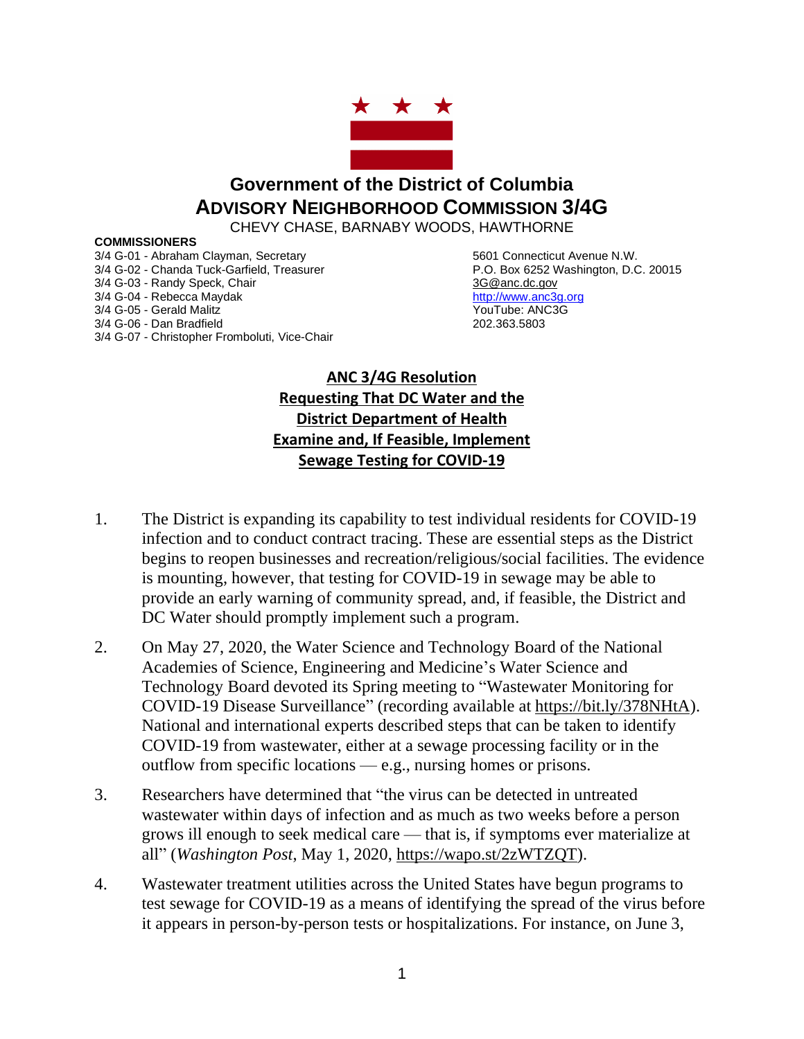# Government of the District of Columbia

## ADVISORY NEIGHBORHOOD COMMISSION 3/4G

CHEVY CHASE, BARNABY WOODS, HAWTHORNE

**COMMISSIONERS**

3/4 G-01 - Abraham Clayman, Secretary
3/4 G-02 - Chanda Tuck-Garfield, Treasurer
3/4 G-03 - Randy Speck, Chair
3/4 G-04 - Rebecca Maydak
3/4 G-05 - Gerald Malitz
3/4 G-06 - Dan Bradfield
3/4 G-07 - Christopher Fromboluti, Vice-Chair

5601 Connecticut Avenue N.W.
P.O. Box 6252 Washington, D.C. 20015
3G@anc.dc.gov
http://www.anc3g.org
YouTube: ANC3G
202.363.5803

## ANC 3/4G Resolution Requesting That DC Water and the District Department of Health Examine and, If Feasible, Implement Sewage Testing for COVID-19

1. The District is expanding its capability to test individual residents for COVID-19 infection and to conduct contract tracing. These are essential steps as the District begins to reopen businesses and recreation/religious/social facilities. The evidence is mounting, however, that testing for COVID-19 in sewage may be able to provide an early warning of community spread, and, if feasible, the District and DC Water should promptly implement such a program.

2. On May 27, 2020, the Water Science and Technology Board of the National Academies of Science, Engineering and Medicine's Water Science and Technology Board devoted its Spring meeting to "Wastewater Monitoring for COVID-19 Disease Surveillance" (recording available at https://bit.ly/378NHtA). National and international experts described steps that can be taken to identify COVID-19 from wastewater, either at a sewage processing facility or in the outflow from specific locations — e.g., nursing homes or prisons.

3. Researchers have determined that "the virus can be detected in untreated wastewater within days of infection and as much as two weeks before a person grows ill enough to seek medical care — that is, if symptoms ever materialize at all" (*Washington Post*, May 1, 2020, https://wapo.st/2zWTZQT).

4. Wastewater treatment utilities across the United States have begun programs to test sewage for COVID-19 as a means of identifying the spread of the virus before it appears in person-by-person tests or hospitalizations. For instance, on June 3,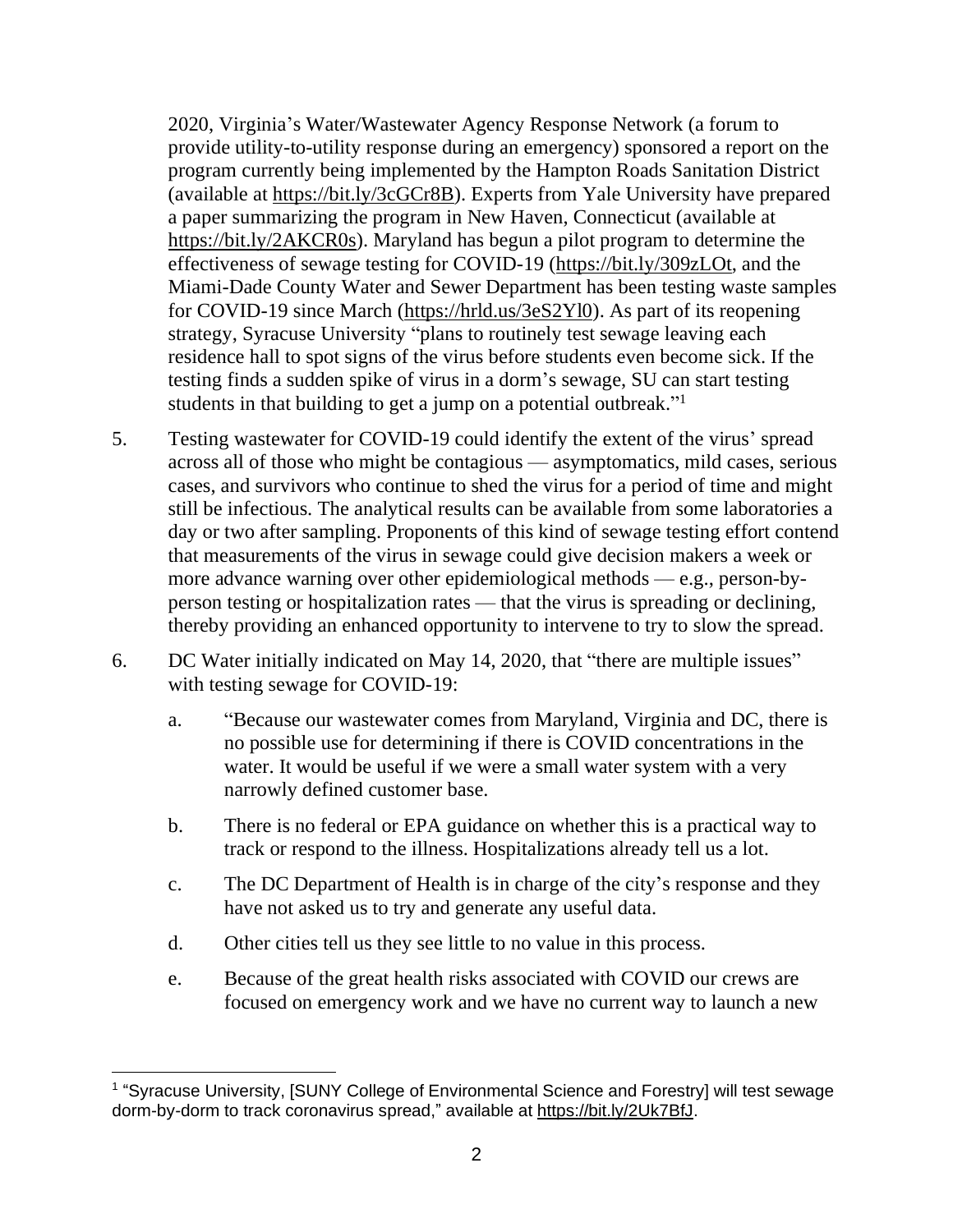2020, Virginia's Water/Wastewater Agency Response Network (a forum to provide utility-to-utility response during an emergency) sponsored a report on the program currently being implemented by the Hampton Roads Sanitation District (available at https://bit.ly/3cGCr8B). Experts from Yale University have prepared a paper summarizing the program in New Haven, Connecticut (available at https://bit.ly/2AKCR0s). Maryland has begun a pilot program to determine the effectiveness of sewage testing for COVID-19 (https://bit.ly/309zLOt, and the Miami-Dade County Water and Sewer Department has been testing waste samples for COVID-19 since March (https://hrld.us/3eS2Yl0). As part of its reopening strategy, Syracuse University "plans to routinely test sewage leaving each residence hall to spot signs of the virus before students even become sick. If the testing finds a sudden spike of virus in a dorm's sewage, SU can start testing students in that building to get a jump on a potential outbreak."[1]

5. Testing wastewater for COVID-19 could identify the extent of the virus' spread across all of those who might be contagious — asymptomatics, mild cases, serious cases, and survivors who continue to shed the virus for a period of time and might still be infectious. The analytical results can be available from some laboratories a day or two after sampling. Proponents of this kind of sewage testing effort contend that measurements of the virus in sewage could give decision makers a week or more advance warning over other epidemiological methods — e.g., person-by-person testing or hospitalization rates — that the virus is spreading or declining, thereby providing an enhanced opportunity to intervene to try to slow the spread.

6. DC Water initially indicated on May 14, 2020, that "there are multiple issues" with testing sewage for COVID-19:

   a. "Because our wastewater comes from Maryland, Virginia and DC, there is no possible use for determining if there is COVID concentrations in the water. It would be useful if we were a small water system with a very narrowly defined customer base.

   b. There is no federal or EPA guidance on whether this is a practical way to track or respond to the illness. Hospitalizations already tell us a lot.

   c. The DC Department of Health is in charge of the city's response and they have not asked us to try and generate any useful data.

   d. Other cities tell us they see little to no value in this process.

   e. Because of the great health risks associated with COVID our crews are focused on emergency work and we have no current way to launch a new

---

[1] "Syracuse University, [SUNY College of Environmental Science and Forestry] will test sewage dorm-by-dorm to track coronavirus spread," available at https://bit.ly/2Uk7BfJ.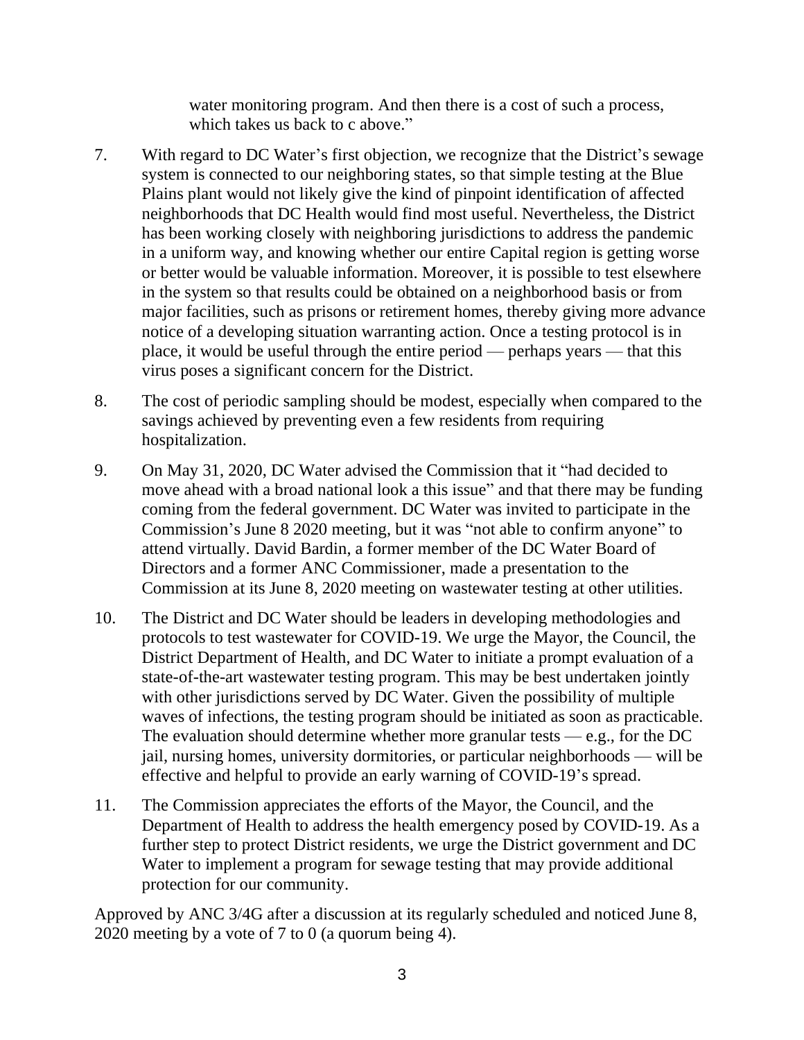water monitoring program. And then there is a cost of such a process, which takes us back to c above."

7. With regard to DC Water's first objection, we recognize that the District's sewage system is connected to our neighboring states, so that simple testing at the Blue Plains plant would not likely give the kind of pinpoint identification of affected neighborhoods that DC Health would find most useful. Nevertheless, the District has been working closely with neighboring jurisdictions to address the pandemic in a uniform way, and knowing whether our entire Capital region is getting worse or better would be valuable information. Moreover, it is possible to test elsewhere in the system so that results could be obtained on a neighborhood basis or from major facilities, such as prisons or retirement homes, thereby giving more advance notice of a developing situation warranting action. Once a testing protocol is in place, it would be useful through the entire period — perhaps years — that this virus poses a significant concern for the District.

8. The cost of periodic sampling should be modest, especially when compared to the savings achieved by preventing even a few residents from requiring hospitalization.

9. On May 31, 2020, DC Water advised the Commission that it "had decided to move ahead with a broad national look a this issue" and that there may be funding coming from the federal government. DC Water was invited to participate in the Commission's June 8 2020 meeting, but it was "not able to confirm anyone" to attend virtually. David Bardin, a former member of the DC Water Board of Directors and a former ANC Commissioner, made a presentation to the Commission at its June 8, 2020 meeting on wastewater testing at other utilities.

10. The District and DC Water should be leaders in developing methodologies and protocols to test wastewater for COVID-19. We urge the Mayor, the Council, the District Department of Health, and DC Water to initiate a prompt evaluation of a state-of-the-art wastewater testing program. This may be best undertaken jointly with other jurisdictions served by DC Water. Given the possibility of multiple waves of infections, the testing program should be initiated as soon as practicable. The evaluation should determine whether more granular tests — e.g., for the DC jail, nursing homes, university dormitories, or particular neighborhoods — will be effective and helpful to provide an early warning of COVID-19's spread.

11. The Commission appreciates the efforts of the Mayor, the Council, and the Department of Health to address the health emergency posed by COVID-19. As a further step to protect District residents, we urge the District government and DC Water to implement a program for sewage testing that may provide additional protection for our community.

Approved by ANC 3/4G after a discussion at its regularly scheduled and noticed June 8, 2020 meeting by a vote of 7 to 0 (a quorum being 4).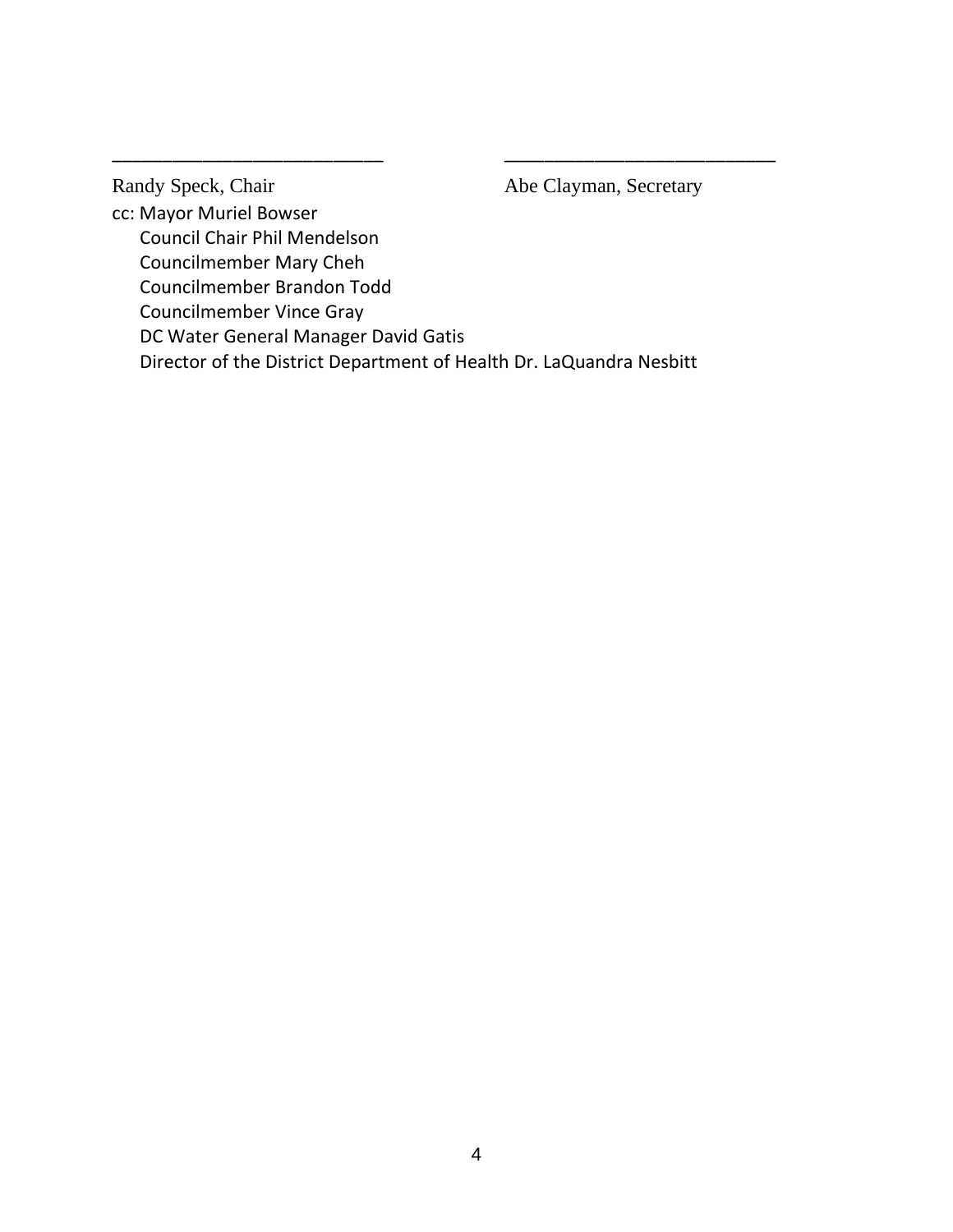\_\_\_\_\_\_\_\_\_\_\_\_\_\_\_\_\_\_\_\_\_\_\_\_\_\_ \_\_\_\_\_\_\_\_\_\_\_\_\_\_\_\_\_\_\_\_\_\_\_\_\_\_

Randy Speck, Chair Abe Clayman, Secretary

cc: Mayor Muriel Bowser
Council Chair Phil Mendelson
Councilmember Mary Cheh
Councilmember Brandon Todd
Councilmember Vince Gray
DC Water General Manager David Gatis
Director of the District Department of Health Dr. LaQuandra Nesbitt